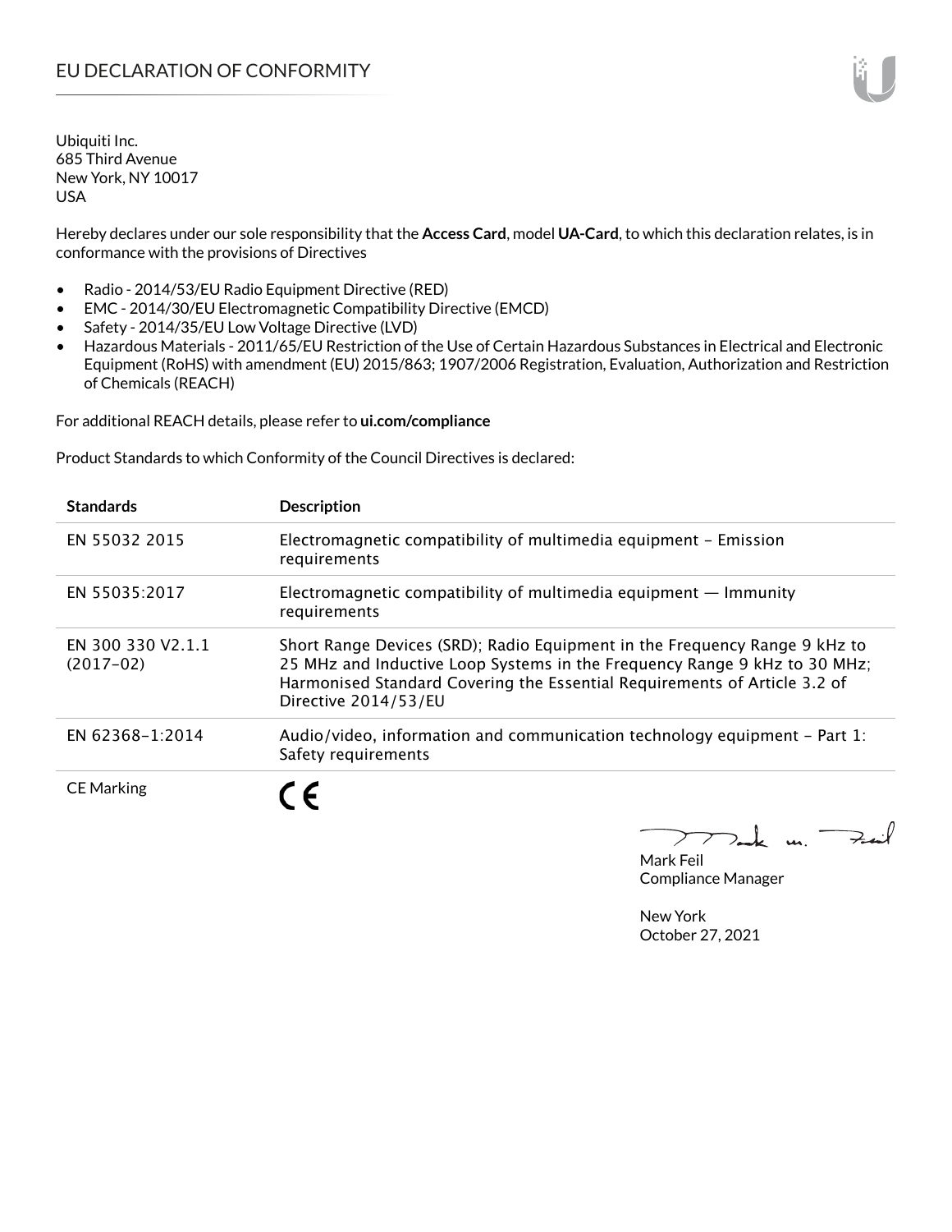# EU DECLARATION OF CONFORMITY

Ubiquiti Inc.
685 Third Avenue
New York, NY 10017
USA

Hereby declares under our sole responsibility that the **Access Card**, model **UA-Card**, to which this declaration relates, is in conformance with the provisions of Directives

- Radio - 2014/53/EU Radio Equipment Directive (RED)
- EMC - 2014/30/EU Electromagnetic Compatibility Directive (EMCD)
- Safety - 2014/35/EU Low Voltage Directive (LVD)
- Hazardous Materials - 2011/65/EU Restriction of the Use of Certain Hazardous Substances in Electrical and Electronic Equipment (RoHS) with amendment (EU) 2015/863; 1907/2006 Registration, Evaluation, Authorization and Restriction of Chemicals (REACH)

For additional REACH details, please refer to **ui.com/compliance**

Product Standards to which Conformity of the Council Directives is declared:

| Standards | Description |
| --- | --- |
| EN 55032 2015 | Electromagnetic compatibility of multimedia equipment – Emission requirements |
| EN 55035:2017 | Electromagnetic compatibility of multimedia equipment — Immunity requirements |
| EN 300 330 V2.1.1 (2017-02) | Short Range Devices (SRD); Radio Equipment in the Frequency Range 9 kHz to 25 MHz and Inductive Loop Systems in the Frequency Range 9 kHz to 30 MHz; Harmonised Standard Covering the Essential Requirements of Article 3.2 of Directive 2014/53/EU |
| EN 62368-1:2014 | Audio/video, information and communication technology equipment – Part 1: Safety requirements |
| CE Marking | CE |

Mark Feil
Compliance Manager

New York
October 27, 2021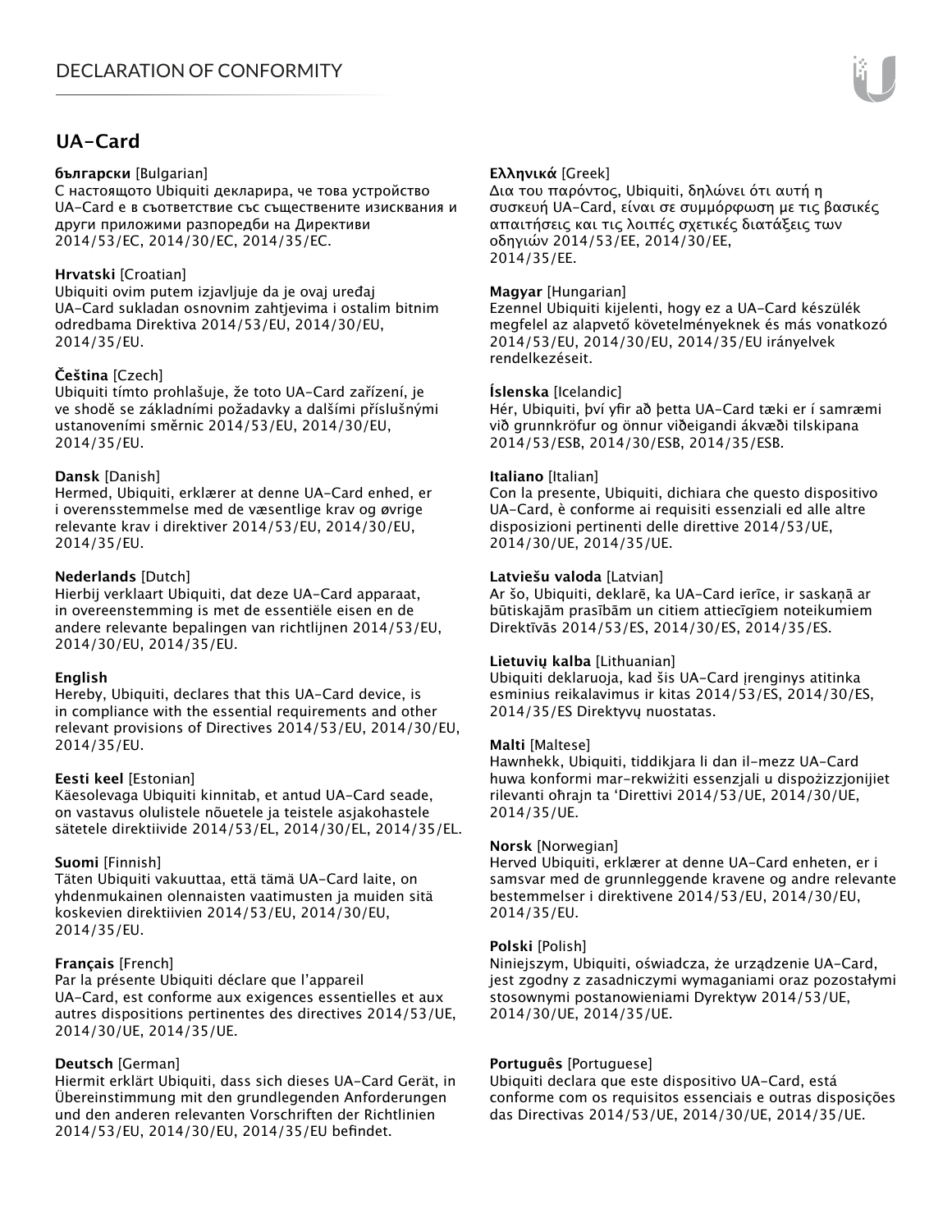# DECLARATION OF CONFORMITY

## UA-Card

**български** [Bulgarian]
С настоящото Ubiquiti декларира, че това устройство UA-Card е в съответствие със съществените изисквания и други приложими разпоредби на Директиви 2014/53/EC, 2014/30/ЕС, 2014/35/ЕС.

**Hrvatski** [Croatian]
Ubiquiti ovim putem izjavljuje da je ovaj uređaj UA-Card sukladan osnovnim zahtjevima i ostalim bitnim odredbama Direktiva 2014/53/EU, 2014/30/EU, 2014/35/EU.

**Čeština** [Czech]
Ubiquiti tímto prohlašuje, že toto UA-Card zařízení, je ve shodě se základními požadavky a dalšími příslušnými ustanoveními směrnic 2014/53/EU, 2014/30/EU, 2014/35/EU.

**Dansk** [Danish]
Hermed, Ubiquiti, erklærer at denne UA-Card enhed, er i overensstemmelse med de væsentlige krav og øvrige relevante krav i direktiver 2014/53/EU, 2014/30/EU, 2014/35/EU.

**Nederlands** [Dutch]
Hierbij verklaart Ubiquiti, dat deze UA-Card apparaat, in overeenstemming is met de essentiële eisen en de andere relevante bepalingen van richtlijnen 2014/53/EU, 2014/30/EU, 2014/35/EU.

**English**
Hereby, Ubiquiti, declares that this UA-Card device, is in compliance with the essential requirements and other relevant provisions of Directives 2014/53/EU, 2014/30/EU, 2014/35/EU.

**Eesti keel** [Estonian]
Käesolevaga Ubiquiti kinnitab, et antud UA-Card seade, on vastavus olulistele nõuetele ja teistele asjakohastele sätetele direktiivide 2014/53/EL, 2014/30/EL, 2014/35/EL.

**Suomi** [Finnish]
Täten Ubiquiti vakuuttaa, että tämä UA-Card laite, on yhdenmukainen olennaisten vaatimusten ja muiden sitä koskevien direktiivien 2014/53/EU, 2014/30/EU, 2014/35/EU.

**Français** [French]
Par la présente Ubiquiti déclare que l'appareil UA-Card, est conforme aux exigences essentielles et aux autres dispositions pertinentes des directives 2014/53/UE, 2014/30/UE, 2014/35/UE.

**Deutsch** [German]
Hiermit erklärt Ubiquiti, dass sich dieses UA-Card Gerät, in Übereinstimmung mit den grundlegenden Anforderungen und den anderen relevanten Vorschriften der Richtlinien 2014/53/EU, 2014/30/EU, 2014/35/EU befindet.

**Ελληνικά** [Greek]
Δια του παρόντος, Ubiquiti, δηλώνει ότι αυτή η συσκευή UA-Card, είναι σε συμμόρφωση με τις βασικές απαιτήσεις και τις λοιπές σχετικές διατάξεις των οδηγιών 2014/53/EE, 2014/30/EE, 2014/35/EE.

**Magyar** [Hungarian]
Ezennel Ubiquiti kijelenti, hogy ez a UA-Card készülék megfelel az alapvető követelményeknek és más vonatkozó 2014/53/EU, 2014/30/EU, 2014/35/EU irányelvek rendelkezéseit.

**Íslenska** [Icelandic]
Hér, Ubiquiti, því yfir að þetta UA-Card tæki er í samræmi við grunnkröfur og önnur viðeigandi ákvæði tilskipana 2014/53/ESB, 2014/30/ESB, 2014/35/ESB.

**Italiano** [Italian]
Con la presente, Ubiquiti, dichiara che questo dispositivo UA-Card, è conforme ai requisiti essenziali ed alle altre disposizioni pertinenti delle direttive 2014/53/UE, 2014/30/UE, 2014/35/UE.

**Latviešu valoda** [Latvian]
Ar šo, Ubiquiti, deklarē, ka UA-Card ierīce, ir saskaņā ar būtiskajām prasībām un citiem attiecīgiem noteikumiem Direktīvās 2014/53/ES, 2014/30/ES, 2014/35/ES.

**Lietuvių kalba** [Lithuanian]
Ubiquiti deklaruoja, kad šis UA-Card įrenginys atitinka esminius reikalavimus ir kitas 2014/53/ES, 2014/30/ES, 2014/35/ES Direktyvų nuostatas.

**Malti** [Maltese]
Hawnhekk, Ubiquiti, tiddikjara li dan il-mezz UA-Card huwa konformi mar-rekwiżiti essenzjali u dispożizzjonijiet rilevanti oħrajn ta 'Direttivi 2014/53/UE, 2014/30/UE, 2014/35/UE.

**Norsk** [Norwegian]
Herved Ubiquiti, erklærer at denne UA-Card enheten, er i samsvar med de grunnleggende kravene og andre relevante bestemmelser i direktivene 2014/53/EU, 2014/30/EU, 2014/35/EU.

**Polski** [Polish]
Niniejszym, Ubiquiti, oświadcza, że urządzenie UA-Card, jest zgodny z zasadniczymi wymaganiami oraz pozostałymi stosownymi postanowieniami Dyrektyw 2014/53/UE, 2014/30/UE, 2014/35/UE.

**Português** [Portuguese]
Ubiquiti declara que este dispositivo UA-Card, está conforme com os requisitos essenciais e outras disposições das Directivas 2014/53/UE, 2014/30/UE, 2014/35/UE.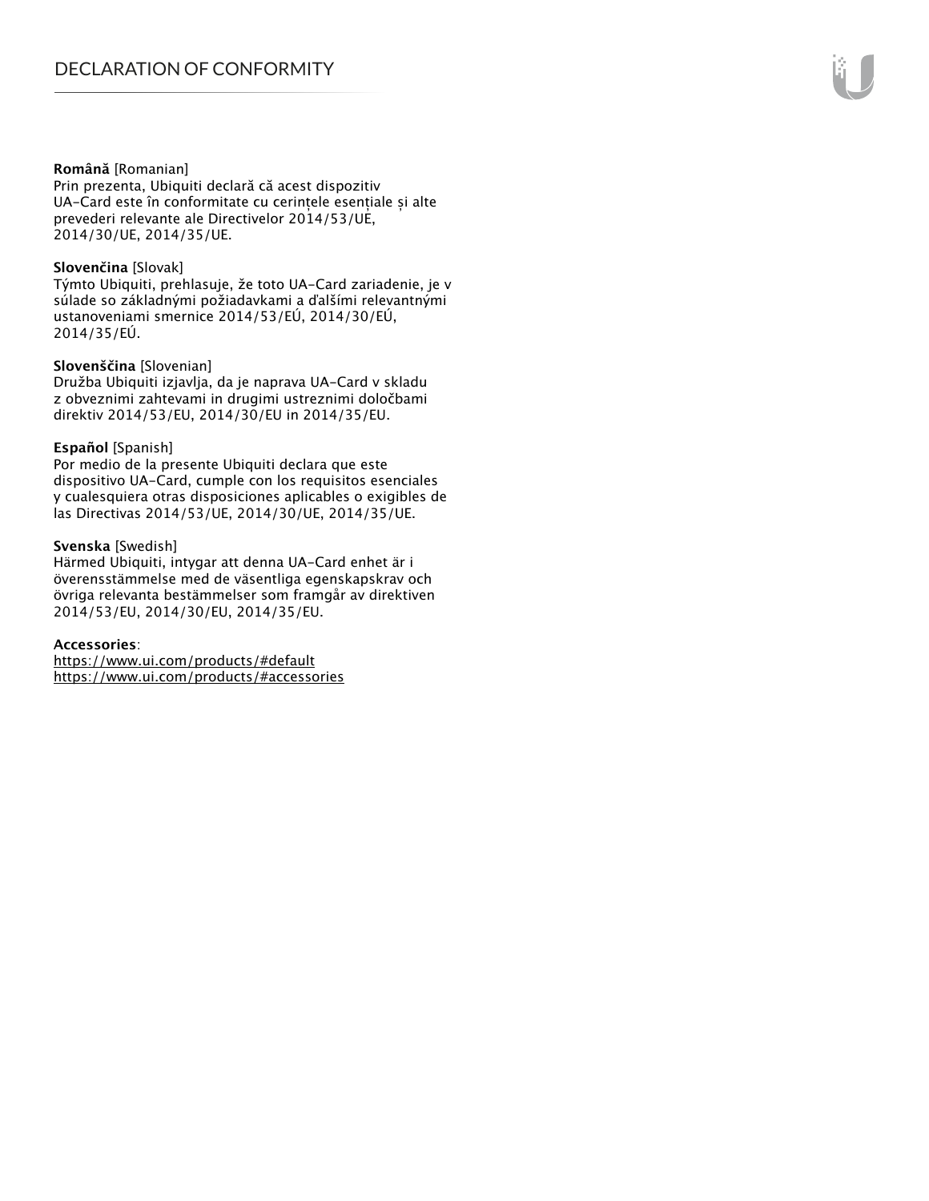**Română** [Romanian]
Prin prezenta, Ubiquiti declară că acest dispozitiv UA-Card este în conformitate cu cerințele esențiale și alte prevederi relevante ale Directivelor 2014/53/UE, 2014/30/UE, 2014/35/UE.

**Slovenčina** [Slovak]
Týmto Ubiquiti, prehlasuje, že toto UA-Card zariadenie, je v súlade so základnými požiadavkami a ďalšími relevantnými ustanoveniami smernice 2014/53/EÚ, 2014/30/EÚ, 2014/35/EÚ.

**Slovenščina** [Slovenian]
Družba Ubiquiti izjavlja, da je naprava UA-Card v skladu z obveznimi zahtevami in drugimi ustreznimi določbami direktiv 2014/53/EU, 2014/30/EU in 2014/35/EU.

**Español** [Spanish]
Por medio de la presente Ubiquiti declara que este dispositivo UA-Card, cumple con los requisitos esenciales y cualesquiera otras disposiciones aplicables o exigibles de las Directivas 2014/53/UE, 2014/30/UE, 2014/35/UE.

**Svenska** [Swedish]
Härmed Ubiquiti, intygar att denna UA-Card enhet är i överensstämmelse med de väsentliga egenskapskrav och övriga relevanta bestämmelser som framgår av direktiven 2014/53/EU, 2014/30/EU, 2014/35/EU.

**Accessories**:
https://www.ui.com/products/#default
https://www.ui.com/products/#accessories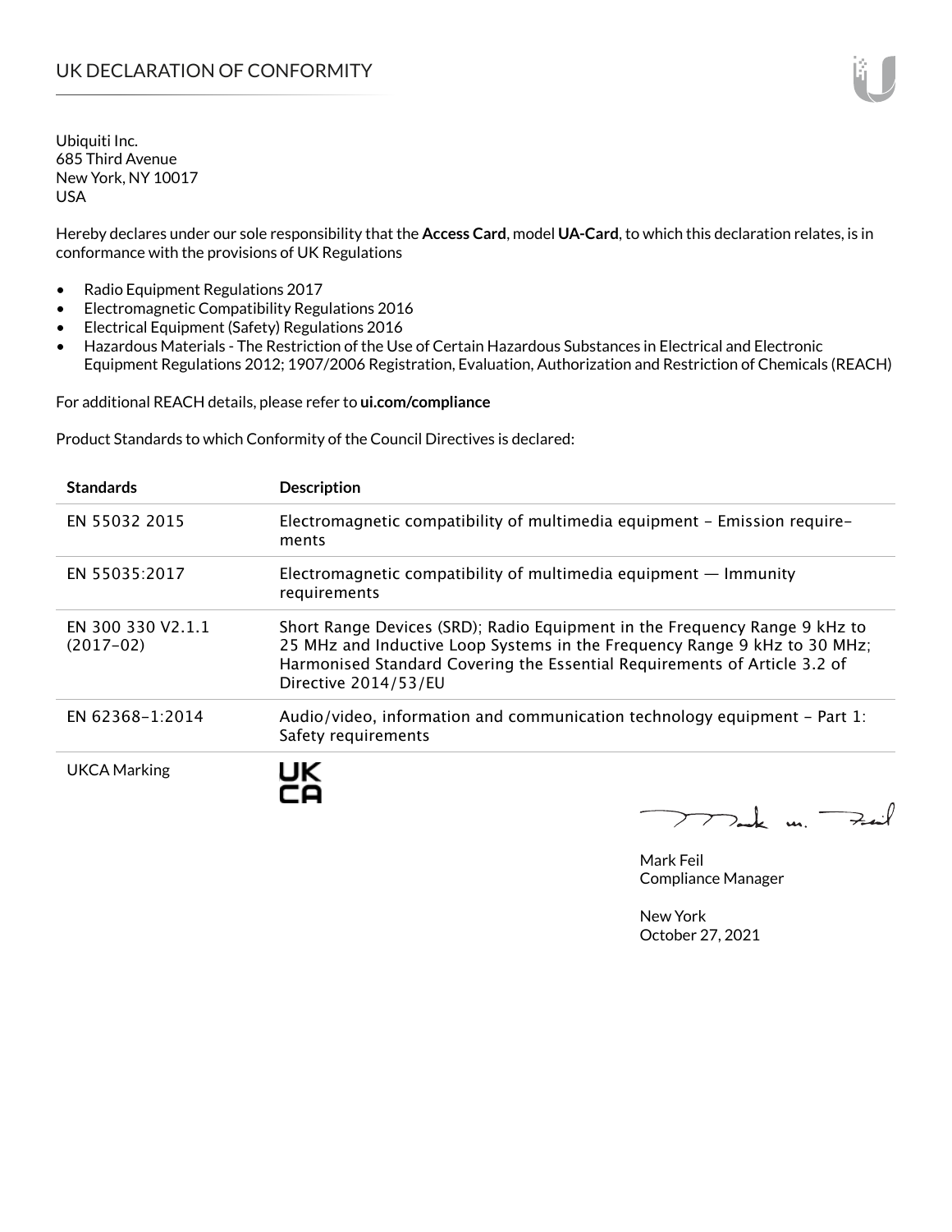# UK DECLARATION OF CONFORMITY

Ubiquiti Inc.
685 Third Avenue
New York, NY 10017
USA

Hereby declares under our sole responsibility that the **Access Card**, model **UA-Card**, to which this declaration relates, is in conformance with the provisions of UK Regulations

- Radio Equipment Regulations 2017
- Electromagnetic Compatibility Regulations 2016
- Electrical Equipment (Safety) Regulations 2016
- Hazardous Materials - The Restriction of the Use of Certain Hazardous Substances in Electrical and Electronic Equipment Regulations 2012; 1907/2006 Registration, Evaluation, Authorization and Restriction of Chemicals (REACH)

For additional REACH details, please refer to **ui.com/compliance**

Product Standards to which Conformity of the Council Directives is declared:

| Standards | Description |
|---|---|
| EN 55032 2015 | Electromagnetic compatibility of multimedia equipment – Emission requirements |
| EN 55035:2017 | Electromagnetic compatibility of multimedia equipment — Immunity requirements |
| EN 300 330 V2.1.1 (2017-02) | Short Range Devices (SRD); Radio Equipment in the Frequency Range 9 kHz to 25 MHz and Inductive Loop Systems in the Frequency Range 9 kHz to 30 MHz; Harmonised Standard Covering the Essential Requirements of Article 3.2 of Directive 2014/53/EU |
| EN 62368-1:2014 | Audio/video, information and communication technology equipment – Part 1: Safety requirements |
| UKCA Marking | UK CA |

Mark Feil
Compliance Manager

New York
October 27, 2021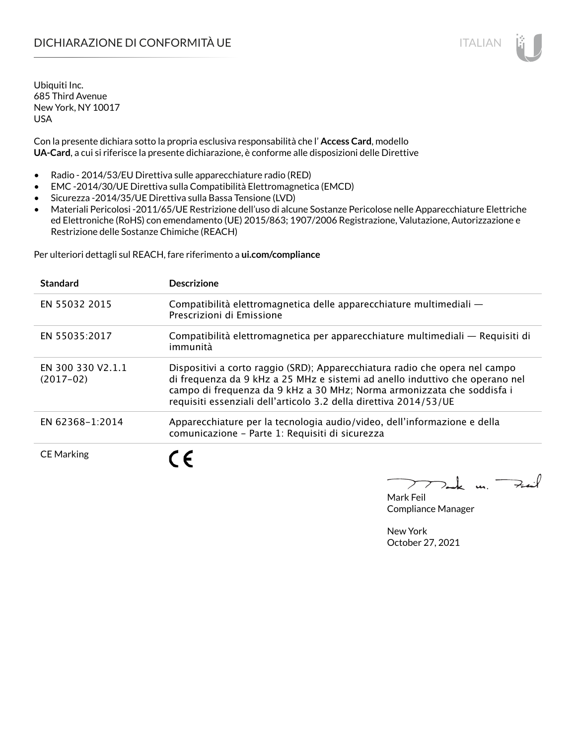# DICHIARAZIONE DI CONFORMITÀ UE

Ubiquiti Inc.
685 Third Avenue
New York, NY 10017
USA

Con la presente dichiara sotto la propria esclusiva responsabilità che l' **Access Card**, modello **UA-Card**, a cui si riferisce la presente dichiarazione, è conforme alle disposizioni delle Direttive

- Radio - 2014/53/EU Direttiva sulle apparecchiature radio (RED)
- EMC -2014/30/UE Direttiva sulla Compatibilità Elettromagnetica (EMCD)
- Sicurezza -2014/35/UE Direttiva sulla Bassa Tensione (LVD)
- Materiali Pericolosi -2011/65/UE Restrizione dell'uso di alcune Sostanze Pericolose nelle Apparecchiature Elettriche ed Elettroniche (RoHS) con emendamento (UE) 2015/863; 1907/2006 Registrazione, Valutazione, Autorizzazione e Restrizione delle Sostanze Chimiche (REACH)

Per ulteriori dettagli sul REACH, fare riferimento a **ui.com/compliance**

| **Standard** | **Descrizione** |
|---|---|
| EN 55032 2015 | Compatibilità elettromagnetica delle apparecchiature multimediali — Prescrizioni di Emissione |
| EN 55035:2017 | Compatibilità elettromagnetica per apparecchiature multimediali — Requisiti di immunità |
| EN 300 330 V2.1.1 (2017–02) | Dispositivi a corto raggio (SRD); Apparecchiatura radio che opera nel campo di frequenza da 9 kHz a 25 MHz e sistemi ad anello induttivo che operano nel campo di frequenza da 9 kHz a 30 MHz; Norma armonizzata che soddisfa i requisiti essenziali dell'articolo 3.2 della direttiva 2014/53/UE |
| EN 62368–1:2014 | Apparecchiature per la tecnologia audio/video, dell'informazione e della comunicazione – Parte 1: Requisiti di sicurezza |
| CE Marking | CE |

Mark Feil
Compliance Manager

New York
October 27, 2021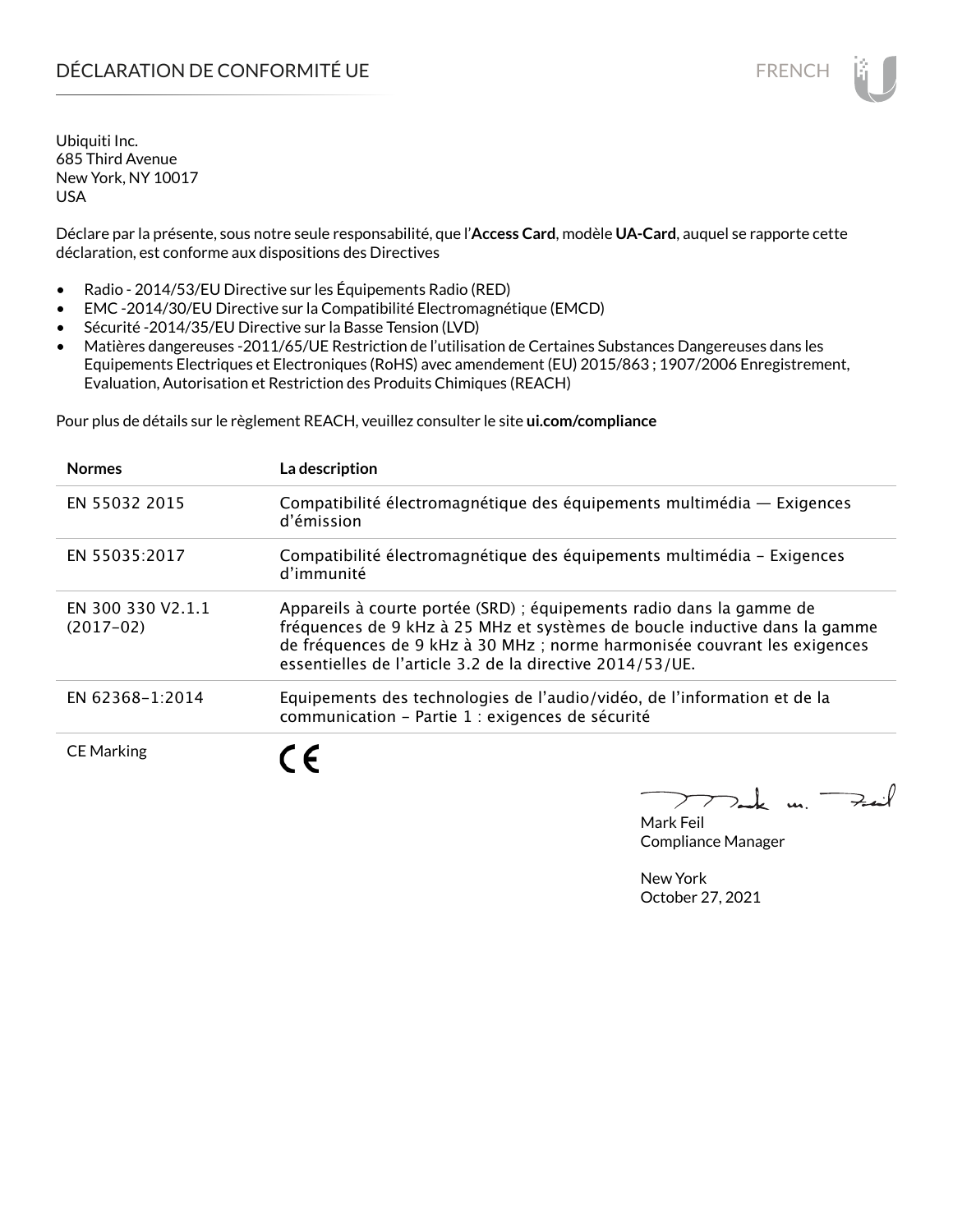# DÉCLARATION DE CONFORMITÉ UE

Ubiquiti Inc.
685 Third Avenue
New York, NY 10017
USA

Déclare par la présente, sous notre seule responsabilité, que l'**Access Card**, modèle **UA-Card**, auquel se rapporte cette déclaration, est conforme aux dispositions des Directives

- Radio - 2014/53/EU Directive sur les Équipements Radio (RED)
- EMC -2014/30/EU Directive sur la Compatibilité Electromagnétique (EMCD)
- Sécurité -2014/35/EU Directive sur la Basse Tension (LVD)
- Matières dangereuses -2011/65/UE Restriction de l'utilisation de Certaines Substances Dangereuses dans les Equipements Electriques et Electroniques (RoHS) avec amendement (EU) 2015/863 ; 1907/2006 Enregistrement, Evaluation, Autorisation et Restriction des Produits Chimiques (REACH)

Pour plus de détails sur le règlement REACH, veuillez consulter le site **ui.com/compliance**

| **Normes** | **La description** |
|---|---|
| EN 55032 2015 | Compatibilité électromagnétique des équipements multimédia — Exigences d'émission |
| EN 55035:2017 | Compatibilité électromagnétique des équipements multimédia – Exigences d'immunité |
| EN 300 330 V2.1.1 (2017–02) | Appareils à courte portée (SRD) ; équipements radio dans la gamme de fréquences de 9 kHz à 25 MHz et systèmes de boucle inductive dans la gamme de fréquences de 9 kHz à 30 MHz ; norme harmonisée couvrant les exigences essentielles de l'article 3.2 de la directive 2014/53/UE. |
| EN 62368–1:2014 | Equipements des technologies de l'audio/vidéo, de l'information et de la communication – Partie 1 : exigences de sécurité |
| CE Marking | CE |

Mark Feil
Compliance Manager

New York
October 27, 2021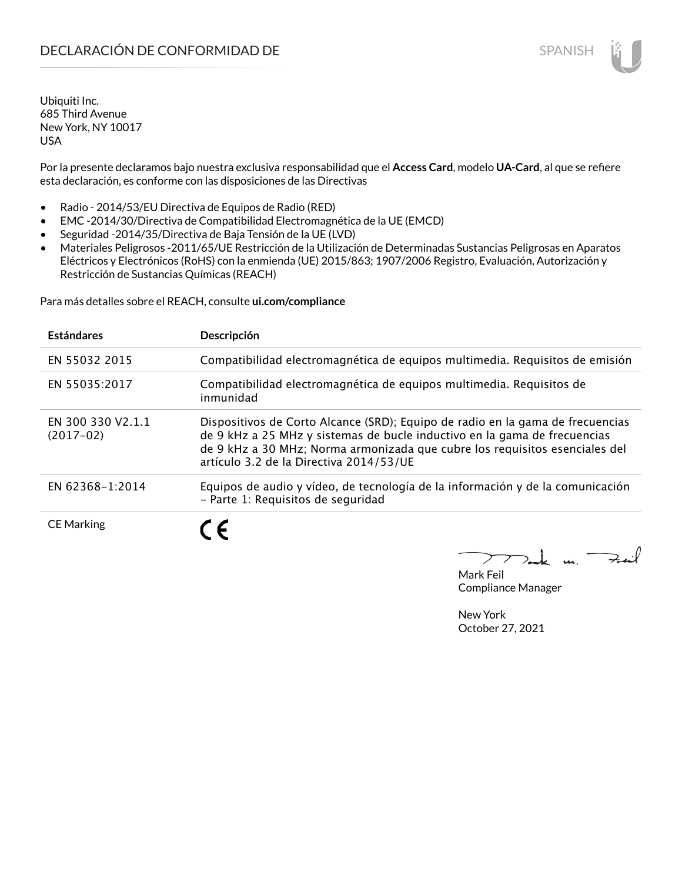# DECLARACIÓN DE CONFORMIDAD DE

SPANISH

Ubiquiti Inc.
685 Third Avenue
New York, NY 10017
USA

Por la presente declaramos bajo nuestra exclusiva responsabilidad que el **Access Card**, modelo **UA-Card**, al que se refiere esta declaración, es conforme con las disposiciones de las Directivas

- Radio - 2014/53/EU Directiva de Equipos de Radio (RED)
- EMC -2014/30/Directiva de Compatibilidad Electromagnética de la UE (EMCD)
- Seguridad -2014/35/Directiva de Baja Tensión de la UE (LVD)
- Materiales Peligrosos -2011/65/UE Restricción de la Utilización de Determinadas Sustancias Peligrosas en Aparatos Eléctricos y Electrónicos (RoHS) con la enmienda (UE) 2015/863; 1907/2006 Registro, Evaluación, Autorización y Restricción de Sustancias Químicas (REACH)

Para más detalles sobre el REACH, consulte **ui.com/compliance**

| **Estándares** | **Descripción** |
|---|---|
| EN 55032 2015 | Compatibilidad electromagnética de equipos multimedia. Requisitos de emisión |
| EN 55035:2017 | Compatibilidad electromagnética de equipos multimedia. Requisitos de inmunidad |
| EN 300 330 V2.1.1 (2017–02) | Dispositivos de Corto Alcance (SRD); Equipo de radio en la gama de frecuencias de 9 kHz a 25 MHz y sistemas de bucle inductivo en la gama de frecuencias de 9 kHz a 30 MHz; Norma armonizada que cubre los requisitos esenciales del artículo 3.2 de la Directiva 2014/53/UE |
| EN 62368–1:2014 | Equipos de audio y vídeo, de tecnología de la información y de la comunicación – Parte 1: Requisitos de seguridad |
| CE Marking | CE |

Mark Feil
Compliance Manager

New York
October 27, 2021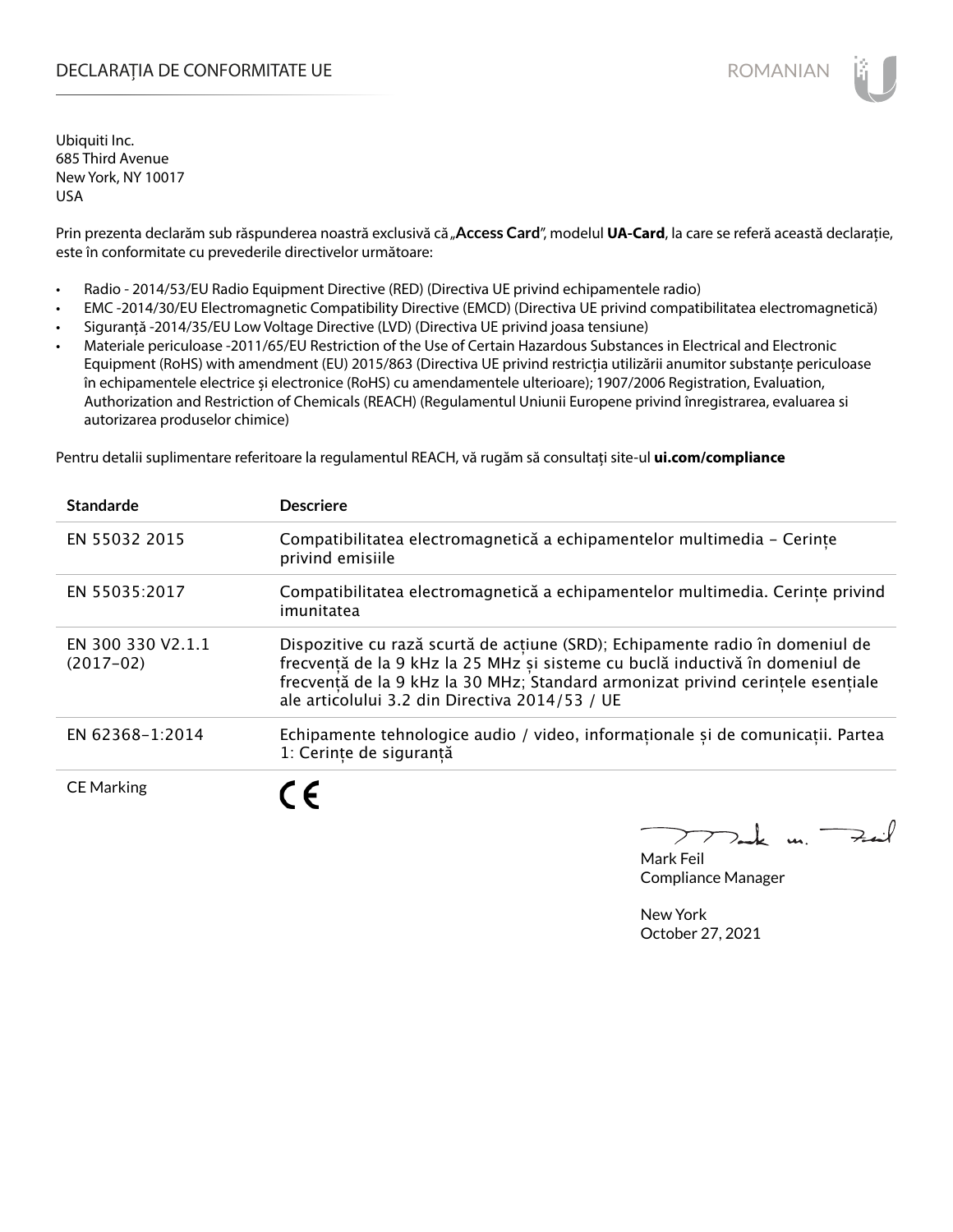# DECLARAȚIA DE CONFORMITATE UE

ROMANIAN

Ubiquiti Inc.
685 Third Avenue
New York, NY 10017
USA

Prin prezenta declarăm sub răspunderea noastră exclusivă că „**Access Card**", modelul **UA-Card**, la care se referă această declarație, este în conformitate cu prevederile directivelor următoare:

- Radio - 2014/53/EU Radio Equipment Directive (RED) (Directiva UE privind echipamentele radio)
- EMC -2014/30/EU Electromagnetic Compatibility Directive (EMCD) (Directiva UE privind compatibilitatea electromagnetică)
- Siguranță -2014/35/EU Low Voltage Directive (LVD) (Directiva UE privind joasa tensiune)
- Materiale periculoase -2011/65/EU Restriction of the Use of Certain Hazardous Substances in Electrical and Electronic Equipment (RoHS) with amendment (EU) 2015/863 (Directiva UE privind restricția utilizării anumitor substanțe periculoase în echipamentele electrice și electronice (RoHS) cu amendamentele ulterioare); 1907/2006 Registration, Evaluation, Authorization and Restriction of Chemicals (REACH) (Regulamentul Uniunii Europene privind înregistrarea, evaluarea si autorizarea produselor chimice)

Pentru detalii suplimentare referitoare la regulamentul REACH, vă rugăm să consultați site-ul **ui.com/compliance**

| Standarde | Descriere |
|---|---|
| EN 55032 2015 | Compatibilitatea electromagnetică a echipamentelor multimedia – Cerințe privind emisiile |
| EN 55035:2017 | Compatibilitatea electromagnetică a echipamentelor multimedia. Cerințe privind imunitatea |
| EN 300 330 V2.1.1 (2017-02) | Dispozitive cu rază scurtă de acțiune (SRD); Echipamente radio în domeniul de frecvență de la 9 kHz la 25 MHz și sisteme cu buclă inductivă în domeniul de frecvență de la 9 kHz la 30 MHz; Standard armonizat privind cerințele esențiale ale articolului 3.2 din Directiva 2014/53 / UE |
| EN 62368-1:2014 | Echipamente tehnologice audio / video, informaționale și de comunicații. Partea 1: Cerințe de siguranță |
| CE Marking | CE |

Mark Feil
Compliance Manager

New York
October 27, 2021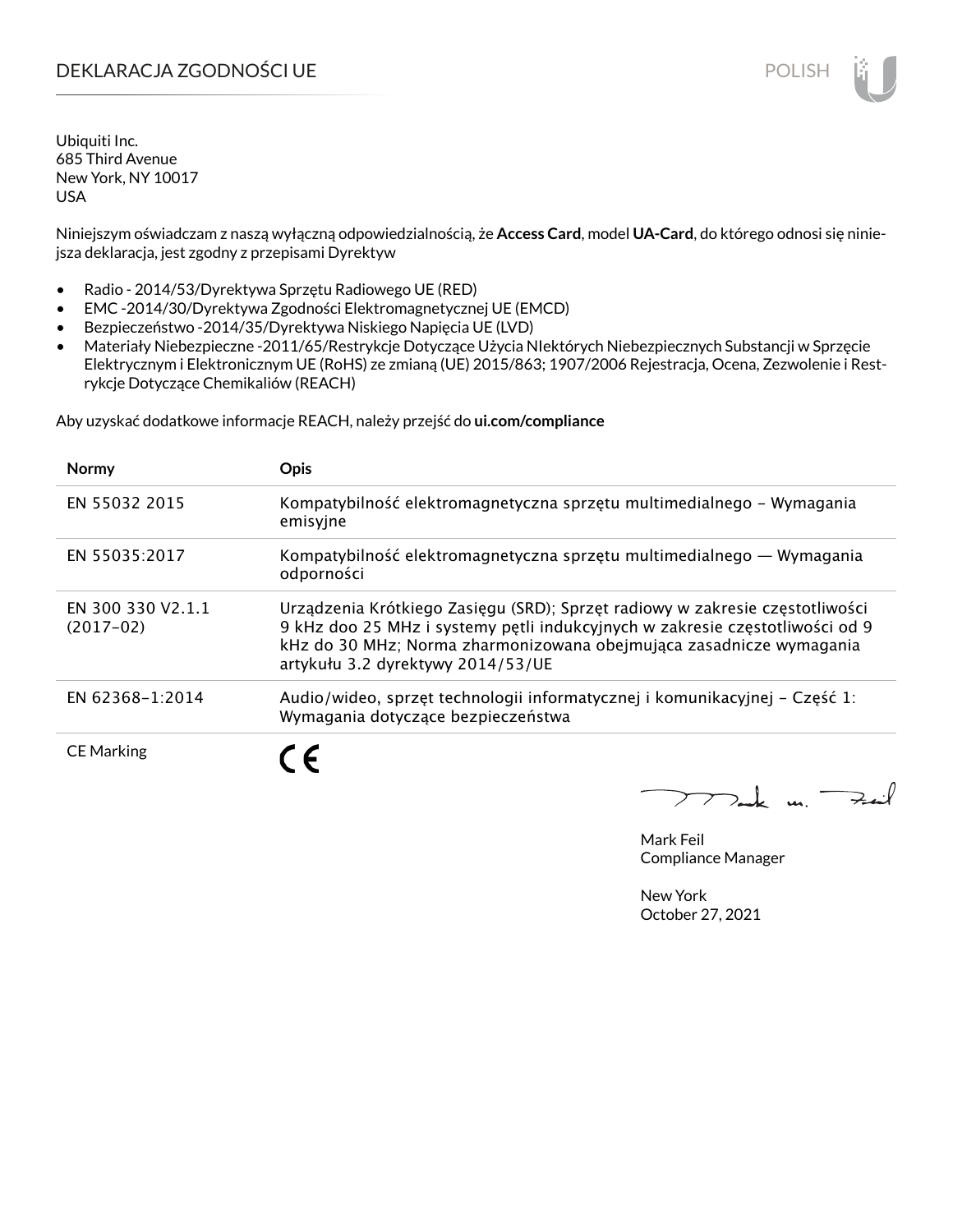# DEKLARACJA ZGODNOŚCI UE

Ubiquiti Inc.
685 Third Avenue
New York, NY 10017
USA

Niniejszym oświadczam z naszą wyłączną odpowiedzialnością, że **Access Card**, model **UA-Card**, do którego odnosi się niniejsza deklaracja, jest zgodny z przepisami Dyrektyw

- Radio - 2014/53/Dyrektywa Sprzętu Radiowego UE (RED)
- EMC -2014/30/Dyrektywa Zgodności Elektromagnetycznej UE (EMCD)
- Bezpieczeństwo -2014/35/Dyrektywa Niskiego Napięcia UE (LVD)
- Materiały Niebezpieczne -2011/65/Restrykcje Dotyczące Użycia NIektórych Niebezpiecznych Substancji w Sprzęcie Elektrycznym i Elektronicznym UE (RoHS) ze zmianą (UE) 2015/863; 1907/2006 Rejestracja, Ocena, Zezwolenie i Restrykcje Dotyczące Chemikaliów (REACH)

Aby uzyskać dodatkowe informacje REACH, należy przejść do **ui.com/compliance**

| Normy | Opis |
|---|---|
| EN 55032 2015 | Kompatybilność elektromagnetyczna sprzętu multimedialnego – Wymagania emisyjne |
| EN 55035:2017 | Kompatybilność elektromagnetyczna sprzętu multimedialnego — Wymagania odporności |
| EN 300 330 V2.1.1 (2017-02) | Urządzenia Krótkiego Zasięgu (SRD); Sprzęt radiowy w zakresie częstotliwości 9 kHz doo 25 MHz i systemy pętli indukcyjnych w zakresie częstotliwości od 9 kHz do 30 MHz; Norma zharmonizowana obejmująca zasadnicze wymagania artykułu 3.2 dyrektywy 2014/53/UE |
| EN 62368-1:2014 | Audio/wideo, sprzęt technologii informatycznej i komunikacyjnej – Część 1: Wymagania dotyczące bezpieczeństwa |
| CE Marking | CE |

Mark Feil
Compliance Manager

New York
October 27, 2021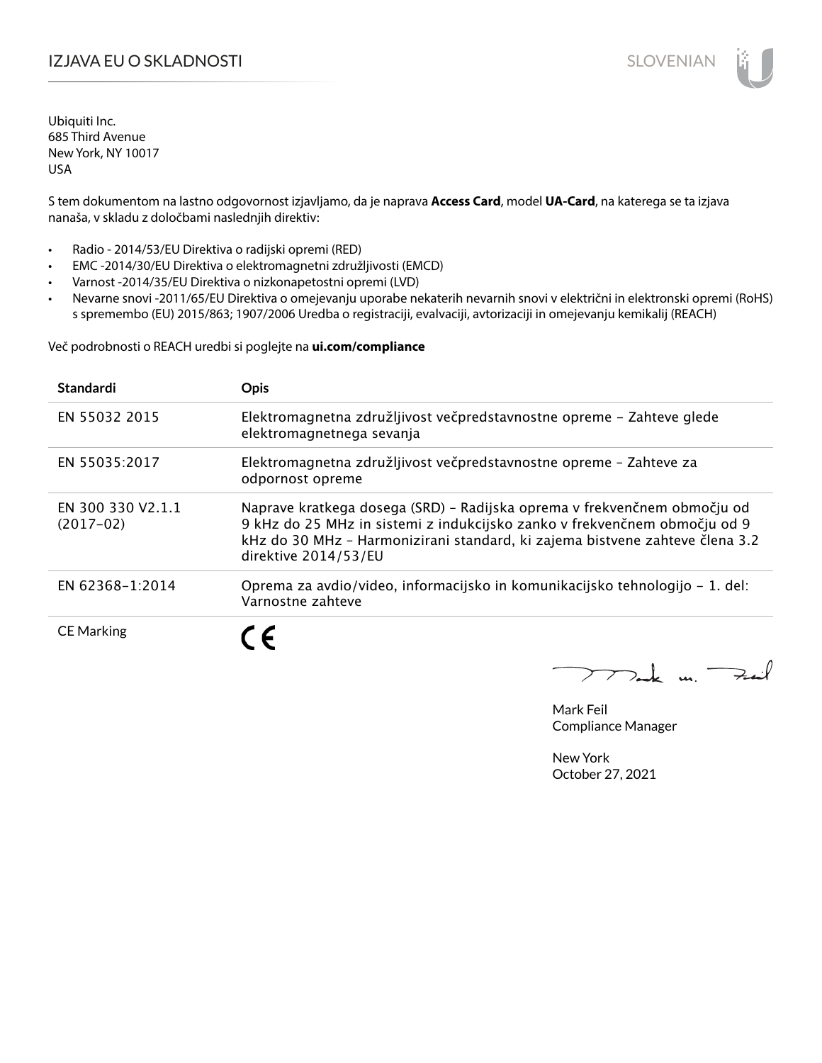# IZJAVA EU O SKLADNOSTI

Ubiquiti Inc.
685 Third Avenue
New York, NY 10017
USA

S tem dokumentom na lastno odgovornost izjavljamo, da je naprava **Access Card**, model **UA-Card**, na katerega se ta izjava nanaša, v skladu z določbami naslednjih direktiv:

- Radio - 2014/53/EU Direktiva o radijski opremi (RED)
- EMC -2014/30/EU Direktiva o elektromagnetni združljivosti (EMCD)
- Varnost -2014/35/EU Direktiva o nizkonapetostni opremi (LVD)
- Nevarne snovi -2011/65/EU Direktiva o omejevanju uporabe nekaterih nevarnih snovi v električni in elektronski opremi (RoHS) s spremembo (EU) 2015/863; 1907/2006 Uredba o registraciji, evalvaciji, avtorizaciji in omejevanju kemikalij (REACH)

Več podrobnosti o REACH uredbi si poglejte na **ui.com/compliance**

| Standardi | Opis |
|---|---|
| EN 55032 2015 | Elektromagnetna združljivost večpredstavnostne opreme – Zahteve glede elektromagnetnega sevanja |
| EN 55035:2017 | Elektromagnetna združljivost večpredstavnostne opreme – Zahteve za odpornost opreme |
| EN 300 330 V2.1.1 (2017–02) | Naprave kratkega dosega (SRD) – Radijska oprema v frekvenčnem območju od 9 kHz do 25 MHz in sistemi z indukcijsko zanko v frekvenčnem območju od 9 kHz do 30 MHz – Harmonizirani standard, ki zajema bistvene zahteve člena 3.2 direktive 2014/53/EU |
| EN 62368–1:2014 | Oprema za avdio/video, informacijsko in komunikacijsko tehnologijo – 1. del: Varnostne zahteve |
| CE Marking | CE |

Mark Feil
Compliance Manager

New York
October 27, 2021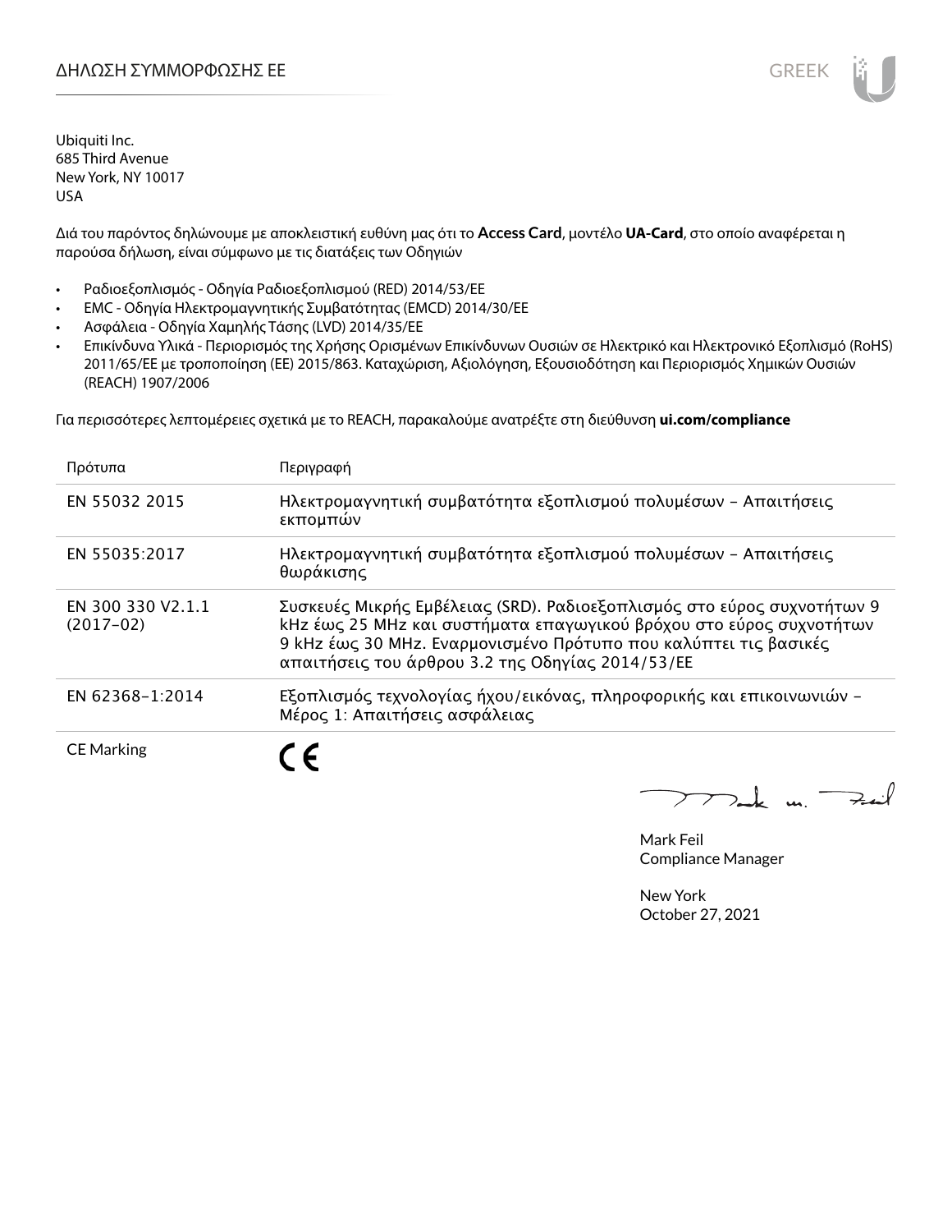# ΔΗΛΩΣΗ ΣΥΜΜΟΡΦΩΣΗΣ ΕΕ

GREEK

Ubiquiti Inc.
685 Third Avenue
New York, NY 10017
USA

Διά του παρόντος δηλώνουμε με αποκλειστική ευθύνη μας ότι το **Access Card**, μοντέλο **UA-Card**, στο οποίο αναφέρεται η παρούσα δήλωση, είναι σύμφωνο με τις διατάξεις των Οδηγιών

- Ραδιοεξοπλισμός - Οδηγία Ραδιοεξοπλισμού (RED) 2014/53/ΕΕ
- EMC - Οδηγία Ηλεκτρομαγνητικής Συμβατότητας (EMCD) 2014/30/ΕΕ
- Ασφάλεια - Οδηγία Χαμηλής Τάσης (LVD) 2014/35/ΕΕ
- Επικίνδυνα Υλικά - Περιορισμός της Χρήσης Ορισμένων Επικίνδυνων Ουσιών σε Ηλεκτρικό και Ηλεκτρονικό Εξοπλισμό (RoHS) 2011/65/ΕΕ με τροποποίηση (ΕΕ) 2015/863. Καταχώριση, Αξιολόγηση, Εξουσιοδότηση και Περιορισμός Χημικών Ουσιών (REACH) 1907/2006

Για περισσότερες λεπτομέρειες σχετικά με το REACH, παρακαλούμε ανατρέξτε στη διεύθυνση **ui.com/compliance**

| Πρότυπα | Περιγραφή |
|---|---|
| EN 55032 2015 | Ηλεκτρομαγνητική συμβατότητα εξοπλισμού πολυμέσων – Απαιτήσεις εκπομπών |
| EN 55035:2017 | Ηλεκτρομαγνητική συμβατότητα εξοπλισμού πολυμέσων – Απαιτήσεις θωράκισης |
| EN 300 330 V2.1.1 (2017-02) | Συσκευές Μικρής Εμβέλειας (SRD). Ραδιοεξοπλισμός στο εύρος συχνοτήτων 9 kHz έως 25 MHz και συστήματα επαγωγικού βρόχου στο εύρος συχνοτήτων 9 kHz έως 30 MHz. Εναρμονισμένο Πρότυπο που καλύπτει τις βασικές απαιτήσεις του άρθρου 3.2 της Οδηγίας 2014/53/ΕΕ |
| EN 62368-1:2014 | Εξοπλισμός τεχνολογίας ήχου/εικόνας, πληροφορικής και επικοινωνιών – Μέρος 1: Απαιτήσεις ασφάλειας |
| CE Marking | CE |

Mark Feil
Compliance Manager

New York
October 27, 2021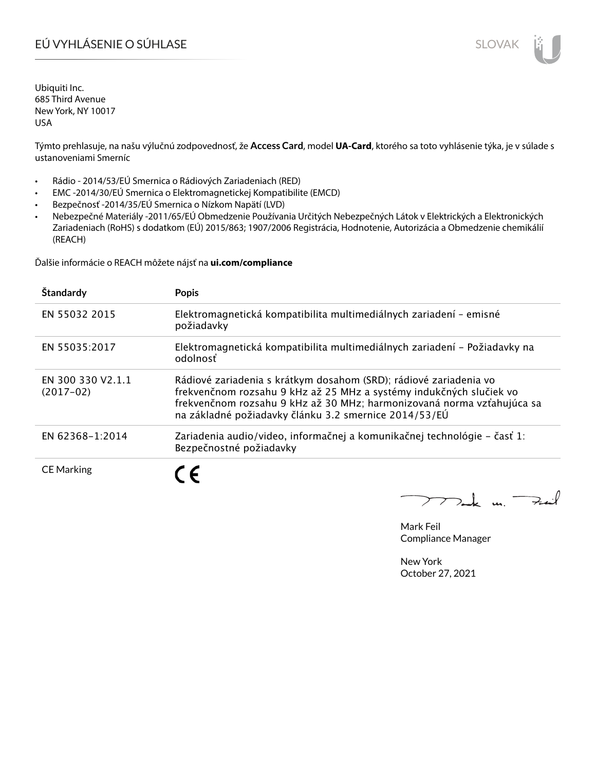# EÚ VYHLÁSENIE O SÚHLASE

Ubiquiti Inc.
685 Third Avenue
New York, NY 10017
USA

Týmto prehlasuje, na našu výlučnú zodpovednosť, že **Access Card**, model **UA-Card**, ktorého sa toto vyhlásenie týka, je v súlade s ustanoveniami Smerníc

- Rádio - 2014/53/EÚ Smernica o Rádiových Zariadeniach (RED)
- EMC -2014/30/EÚ Smernica o Elektromagnetickej Kompatibilite (EMCD)
- Bezpečnosť -2014/35/EÚ Smernica o Nízkom Napätí (LVD)
- Nebezpečné Materiály -2011/65/EÚ Obmedzenie Používania Určitých Nebezpečných Látok v Elektrických a Elektronických Zariadeniach (RoHS) s dodatkom (EÚ) 2015/863; 1907/2006 Registrácia, Hodnotenie, Autorizácia a Obmedzenie chemikálií (REACH)

Ďalšie informácie o REACH môžete nájsť na **ui.com/compliance**

| Štandardy | Popis |
|---|---|
| EN 55032 2015 | Elektromagnetická kompatibilita multimediálnych zariadení – emisné požiadavky |
| EN 55035:2017 | Elektromagnetická kompatibilita multimediálnych zariadení – Požiadavky na odolnosť |
| EN 300 330 V2.1.1 (2017–02) | Rádiové zariadenia s krátkym dosahom (SRD); rádiové zariadenia vo frekvenčnom rozsahu 9 kHz až 25 MHz a systémy indukčných slučiek vo frekvenčnom rozsahu 9 kHz až 30 MHz; harmonizovaná norma vzťahujúca sa na základné požiadavky článku 3.2 smernice 2014/53/EÚ |
| EN 62368–1:2014 | Zariadenia audio/video, informačnej a komunikačnej technológie – časť 1: Bezpečnostné požiadavky |
| CE Marking | CE |

Mark Feil
Compliance Manager

New York
October 27, 2021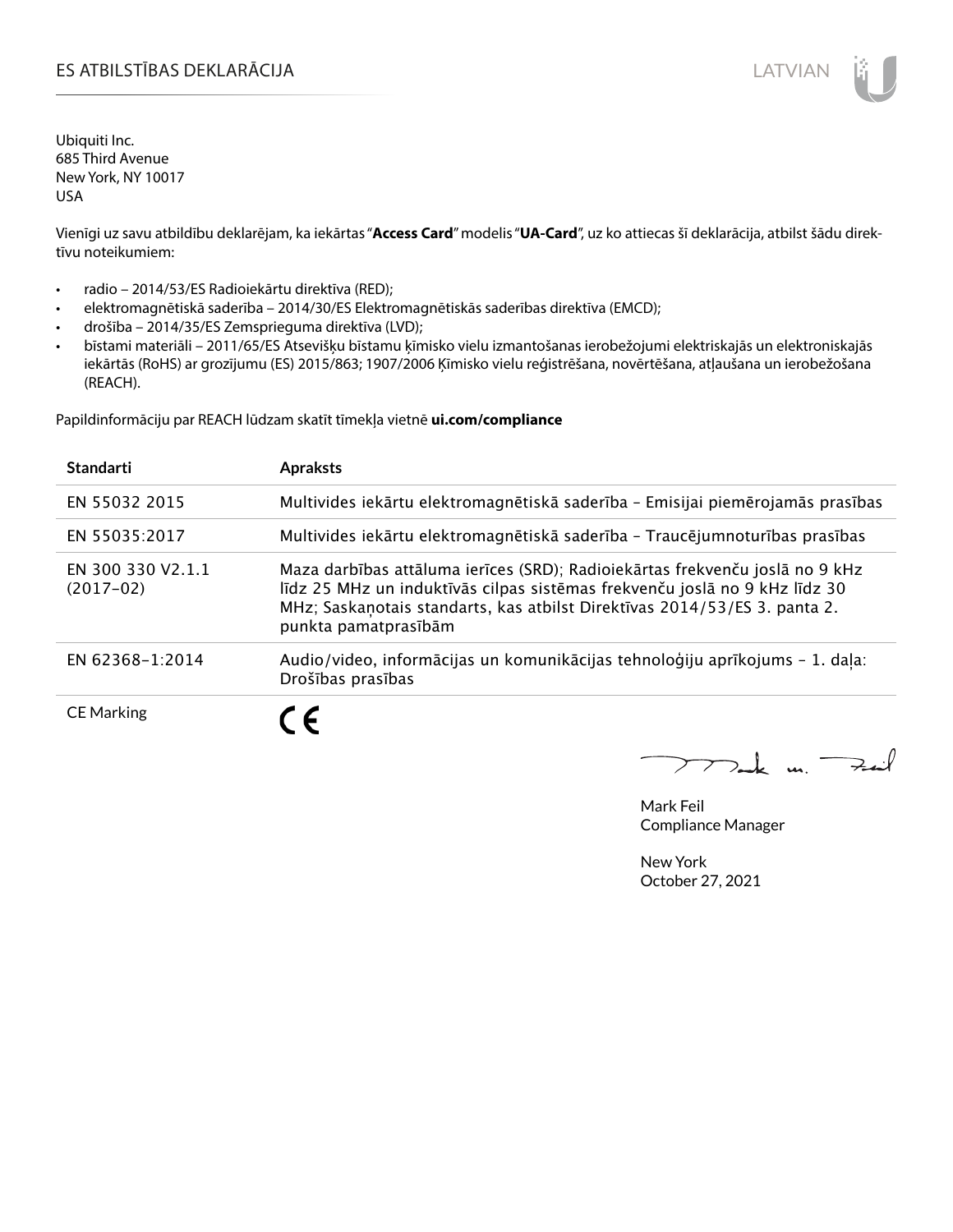# ES ATBILSTĪBAS DEKLARĀCIJA

LATVIAN

Ubiquiti Inc.
685 Third Avenue
New York, NY 10017
USA

Vienīgi uz savu atbildību deklarējam, ka iekārtas "**Access Card**" modelis "**UA-Card**", uz ko attiecas šī deklarācija, atbilst šādu direktīvu noteikumiem:

- radio – 2014/53/ES Radioiekārtu direktīva (RED);
- elektromagnētiskā saderība – 2014/30/ES Elektromagnētiskās saderības direktīva (EMCD);
- drošība – 2014/35/ES Zemsprieguma direktīva (LVD);
- bīstami materiāli – 2011/65/ES Atsevišķu bīstamu ķīmisko vielu izmantošanas ierobežojumi elektriskajās un elektroniskajās iekārtās (RoHS) ar grozījumu (ES) 2015/863; 1907/2006 Ķīmisko vielu reģistrēšana, novērtēšana, atļaušana un ierobežošana (REACH).

Papildinformāciju par REACH lūdzam skatīt tīmekļa vietnē **ui.com/compliance**

| Standarti | Apraksts |
|---|---|
| EN 55032 2015 | Multivides iekārtu elektromagnētiskā saderība – Emisijai piemērojamās prasības |
| EN 55035:2017 | Multivides iekārtu elektromagnētiskā saderība – Traucējumnoturības prasības |
| EN 300 330 V2.1.1 (2017-02) | Maza darbības attāluma ierīces (SRD); Radioiekārtas frekvenču joslā no 9 kHz līdz 25 MHz un induktīvās cilpas sistēmas frekvenču joslā no 9 kHz līdz 30 MHz; Saskaņotais standarts, kas atbilst Direktīvas 2014/53/ES 3. panta 2. punkta pamatprasībām |
| EN 62368-1:2014 | Audio/video, informācijas un komunikācijas tehnoloģiju aprīkojums – 1. daļa: Drošības prasības |
| CE Marking | CE |

Mark Feil
Compliance Manager

New York
October 27, 2021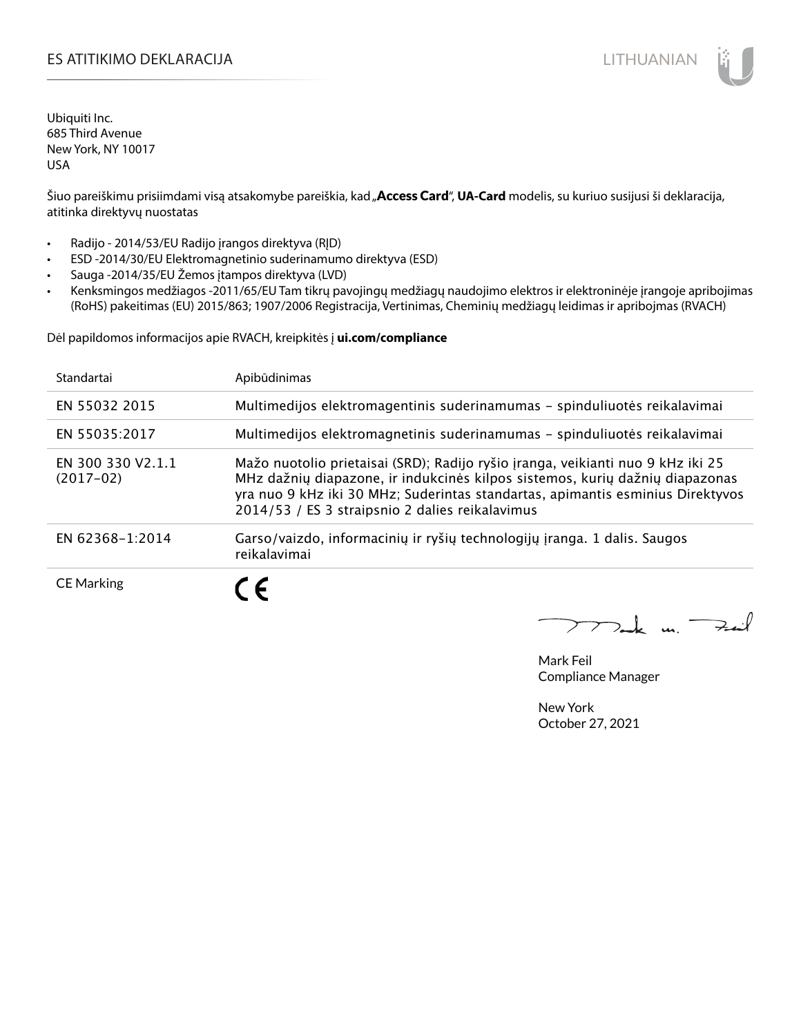# ES ATITIKIMO DEKLARACIJA

LITHUANIAN

Ubiquiti Inc.
685 Third Avenue
New York, NY 10017
USA

Šiuo pareiškimu prisiimdami visą atsakomybe pareiškia, kad „**Access Card**", **UA-Card** modelis, su kuriuo susijusi ši deklaracija, atitinka direktyvų nuostatas

- Radijo - 2014/53/EU Radijo įrangos direktyva (RĮD)
- ESD -2014/30/EU Elektromagnetinio suderinamumo direktyva (ESD)
- Sauga -2014/35/EU Žemos įtampos direktyva (LVD)
- Kenksmingos medžiagos -2011/65/EU Tam tikrų pavojingų medžiagų naudojimo elektros ir elektroninėje įrangoje apribojimas (RoHS) pakeitimas (EU) 2015/863; 1907/2006 Registracija, Vertinimas, Cheminių medžiagų leidimas ir apribojmas (RVACH)

Dėl papildomos informacijos apie RVACH, kreipkitės į **ui.com/compliance**

| Standartai | Apibūdinimas |
|---|---|
| EN 55032 2015 | Multimedijos elektromagentinis suderinamumas – spinduliuotės reikalavimai |
| EN 55035:2017 | Multimedijos elektromagnetinis suderinamumas – spinduliuotės reikalavimai |
| EN 300 330 V2.1.1 (2017-02) | Mažo nuotolio prietaisai (SRD); Radijo ryšio įranga, veikianti nuo 9 kHz iki 25 MHz dažnių diapazone, ir indukcinės kilpos sistemos, kurių dažnių diapazonas yra nuo 9 kHz iki 30 MHz; Suderintas standartas, apimantis esminius Direktyvos 2014/53 / ES 3 straipsnio 2 dalies reikalavimus |
| EN 62368-1:2014 | Garso/vaizdo, informacinių ir ryšių technologijų įranga. 1 dalis. Saugos reikalavimai |
| CE Marking | CE |

Mark Feil
Compliance Manager

New York
October 27, 2021